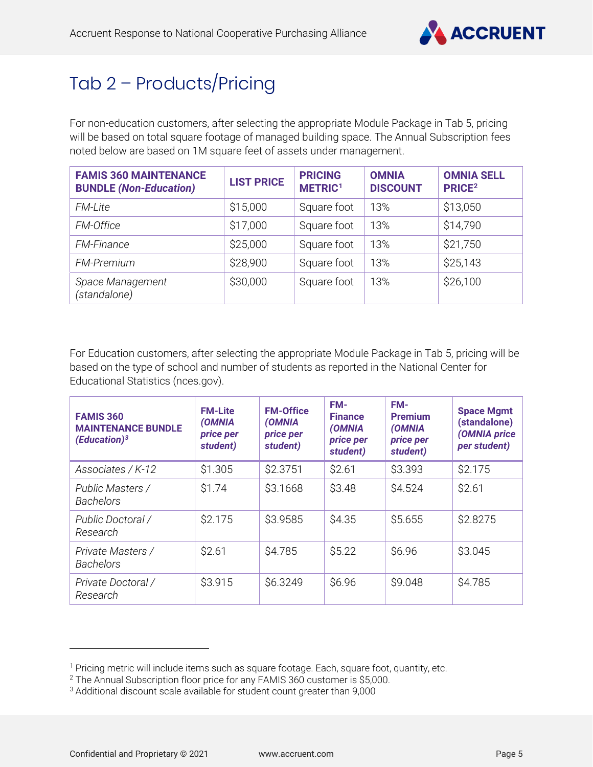# Tab 2 – Products/Pricing

For non-education customers, after selecting the appropriate Module Package in Tab 5, pricing will be based on total square footage of managed building space. The Annual Subscription fees noted below are based on 1M square feet of assets under management.

| **FAMIS 360 MAINTENANCE BUNDLE *(Non-Education)*** | **LIST PRICE** | **PRICING METRIC[1]** | **OMNIA DISCOUNT** | **OMNIA SELL PRICE[2]** |
|---|---|---|---|---|
| *FM-Lite* | $15,000 | Square foot | 13% | $13,050 |
| *FM-Office* | $17,000 | Square foot | 13% | $14,790 |
| *FM-Finance* | $25,000 | Square foot | 13% | $21,750 |
| *FM-Premium* | $28,900 | Square foot | 13% | $25,143 |
| *Space Management (standalone)* | $30,000 | Square foot | 13% | $26,100 |

For Education customers, after selecting the appropriate Module Package in Tab 5, pricing will be based on the type of school and number of students as reported in the National Center for Educational Statistics (nces.gov).

| **FAMIS 360 MAINTENANCE BUNDLE *(Education)*[3]** | **FM-Lite *(OMNIA price per student)*** | **FM-Office *(OMNIA price per student)*** | **FM-Finance *(OMNIA price per student)*** | **FM-Premium *(OMNIA price per student)*** | **Space Mgmt (standalone) *(OMNIA price per student)*** |
|---|---|---|---|---|---|
| *Associates / K-12* | $1.305 | $2.3751 | $2.61 | $3.393 | $2.175 |
| *Public Masters / Bachelors* | $1.74 | $3.1668 | $3.48 | $4.524 | $2.61 |
| *Public Doctoral / Research* | $2.175 | $3.9585 | $4.35 | $5.655 | $2.8275 |
| *Private Masters / Bachelors* | $2.61 | $4.785 | $5.22 | $6.96 | $3.045 |
| *Private Doctoral / Research* | $3.915 | $6.3249 | $6.96 | $9.048 | $4.785 |

[1] Pricing metric will include items such as square footage. Each, square foot, quantity, etc.
[2] The Annual Subscription floor price for any FAMIS 360 customer is $5,000.
[3] Additional discount scale available for student count greater than 9,000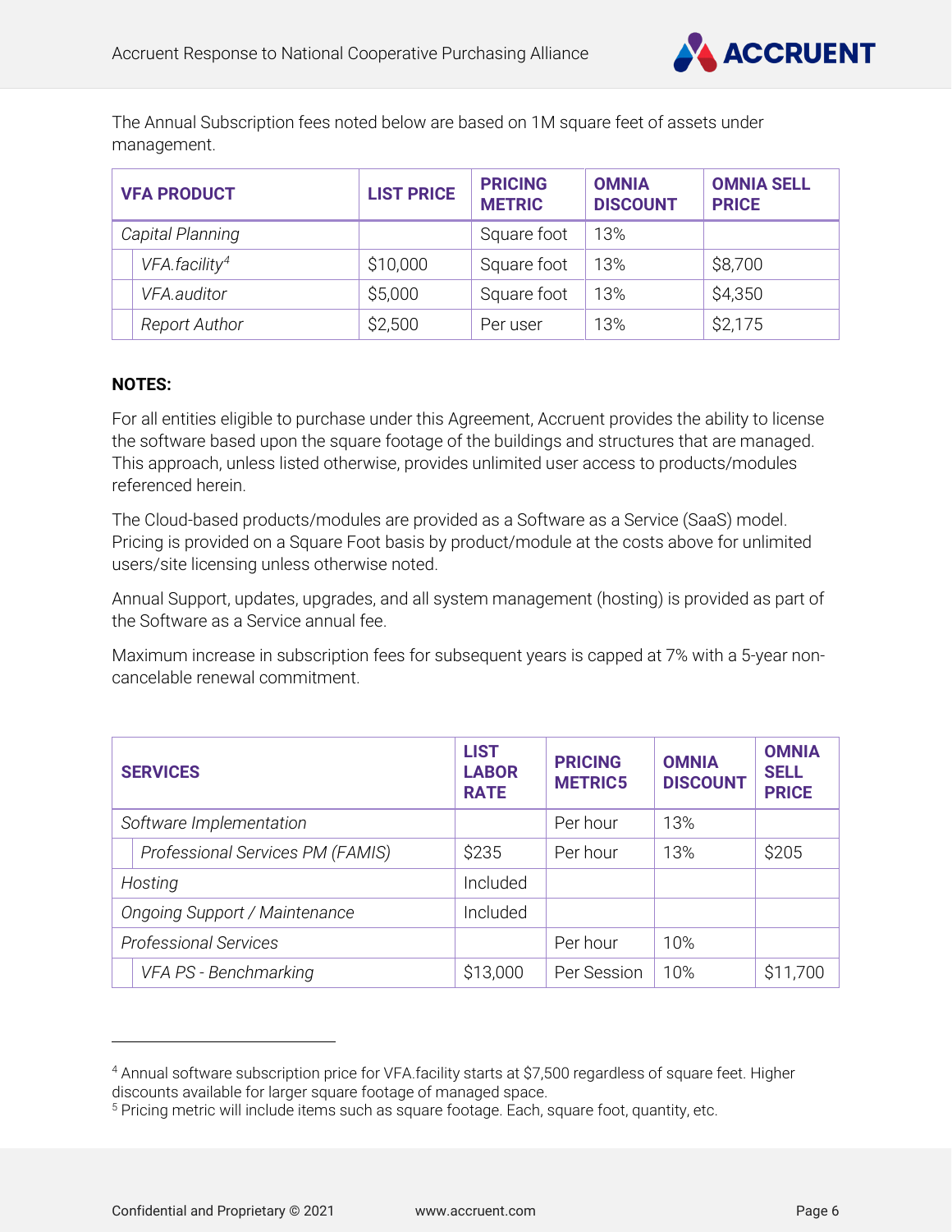The Annual Subscription fees noted below are based on 1M square feet of assets under management.

| VFA PRODUCT | LIST PRICE | PRICING METRIC | OMNIA DISCOUNT | OMNIA SELL PRICE |
|---|---|---|---|---|
| *Capital Planning* | | Square foot | 13% | |
| *VFA.facility*[4] | $10,000 | Square foot | 13% | $8,700 |
| *VFA.auditor* | $5,000 | Square foot | 13% | $4,350 |
| *Report Author* | $2,500 | Per user | 13% | $2,175 |

**NOTES:**

For all entities eligible to purchase under this Agreement, Accruent provides the ability to license the software based upon the square footage of the buildings and structures that are managed. This approach, unless listed otherwise, provides unlimited user access to products/modules referenced herein.

The Cloud-based products/modules are provided as a Software as a Service (SaaS) model. Pricing is provided on a Square Foot basis by product/module at the costs above for unlimited users/site licensing unless otherwise noted.

Annual Support, updates, upgrades, and all system management (hosting) is provided as part of the Software as a Service annual fee.

Maximum increase in subscription fees for subsequent years is capped at 7% with a 5-year non-cancelable renewal commitment.

| SERVICES | LIST LABOR RATE | PRICING METRIC5 | OMNIA DISCOUNT | OMNIA SELL PRICE |
|---|---|---|---|---|
| *Software Implementation* | | Per hour | 13% | |
| *Professional Services PM (FAMIS)* | $235 | Per hour | 13% | $205 |
| *Hosting* | Included | | | |
| *Ongoing Support / Maintenance* | Included | | | |
| *Professional Services* | | Per hour | 10% | |
| *VFA PS - Benchmarking* | $13,000 | Per Session | 10% | $11,700 |

---

[4] Annual software subscription price for VFA.facility starts at $7,500 regardless of square feet. Higher discounts available for larger square footage of managed space.

[5] Pricing metric will include items such as square footage. Each, square foot, quantity, etc.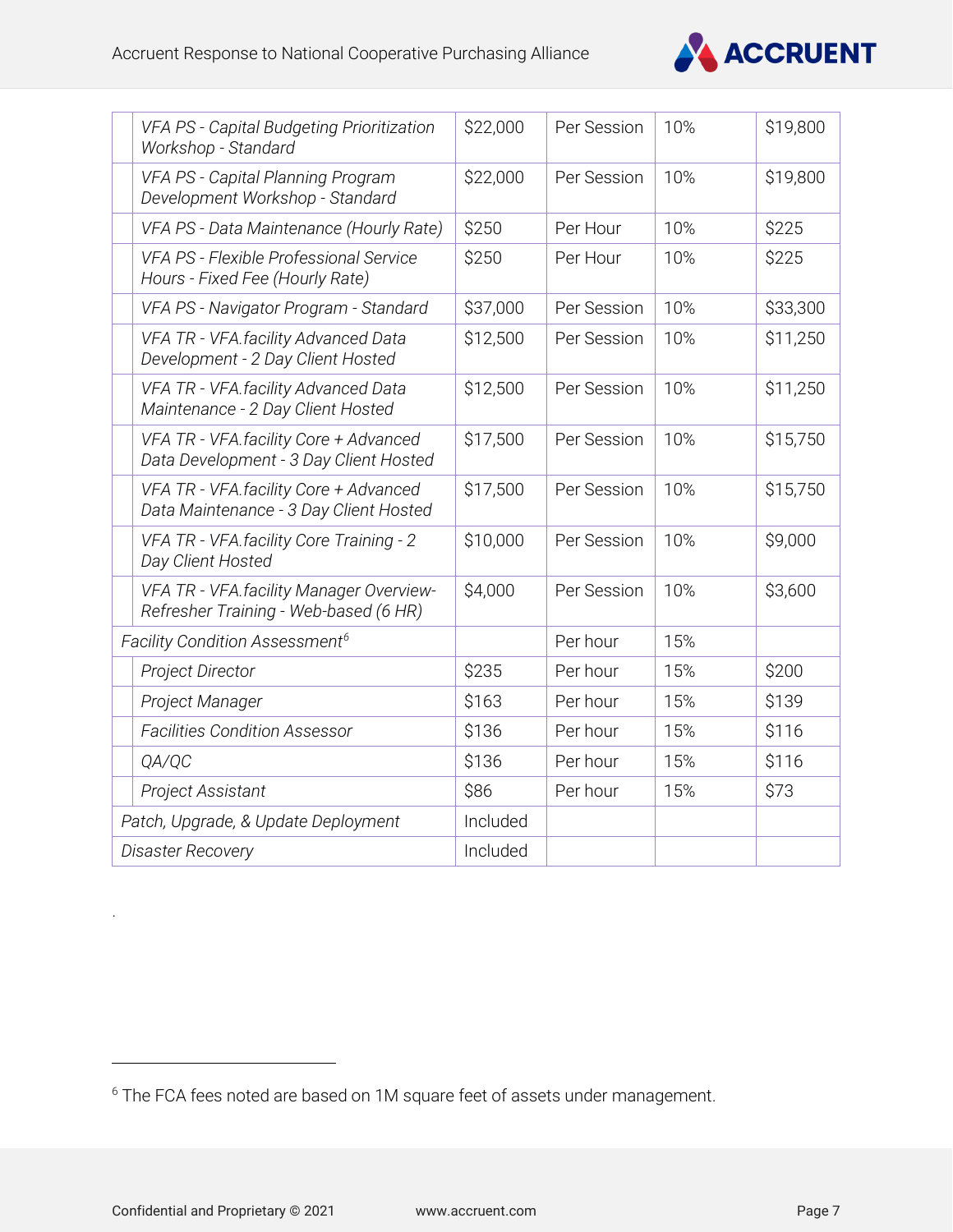| | | | | |
|---|---|---|---|---|
| *VFA PS - Capital Budgeting Prioritization Workshop - Standard* | $22,000 | Per Session | 10% | $19,800 |
| *VFA PS - Capital Planning Program Development Workshop - Standard* | $22,000 | Per Session | 10% | $19,800 |
| *VFA PS - Data Maintenance (Hourly Rate)* | $250 | Per Hour | 10% | $225 |
| *VFA PS - Flexible Professional Service Hours - Fixed Fee (Hourly Rate)* | $250 | Per Hour | 10% | $225 |
| *VFA PS - Navigator Program - Standard* | $37,000 | Per Session | 10% | $33,300 |
| *VFA TR - VFA.facility Advanced Data Development - 2 Day Client Hosted* | $12,500 | Per Session | 10% | $11,250 |
| *VFA TR - VFA.facility Advanced Data Maintenance - 2 Day Client Hosted* | $12,500 | Per Session | 10% | $11,250 |
| *VFA TR - VFA.facility Core + Advanced Data Development - 3 Day Client Hosted* | $17,500 | Per Session | 10% | $15,750 |
| *VFA TR - VFA.facility Core + Advanced Data Maintenance - 3 Day Client Hosted* | $17,500 | Per Session | 10% | $15,750 |
| *VFA TR - VFA.facility Core Training - 2 Day Client Hosted* | $10,000 | Per Session | 10% | $9,000 |
| *VFA TR - VFA.facility Manager Overview-Refresher Training - Web-based (6 HR)* | $4,000 | Per Session | 10% | $3,600 |
| *Facility Condition Assessment*[6] | | Per hour | 15% | |
| *Project Director* | $235 | Per hour | 15% | $200 |
| *Project Manager* | $163 | Per hour | 15% | $139 |
| *Facilities Condition Assessor* | $136 | Per hour | 15% | $116 |
| *QA/QC* | $136 | Per hour | 15% | $116 |
| *Project Assistant* | $86 | Per hour | 15% | $73 |
| *Patch, Upgrade, & Update Deployment* | Included | | | |
| *Disaster Recovery* | Included | | | |

.

[6] The FCA fees noted are based on 1M square feet of assets under management.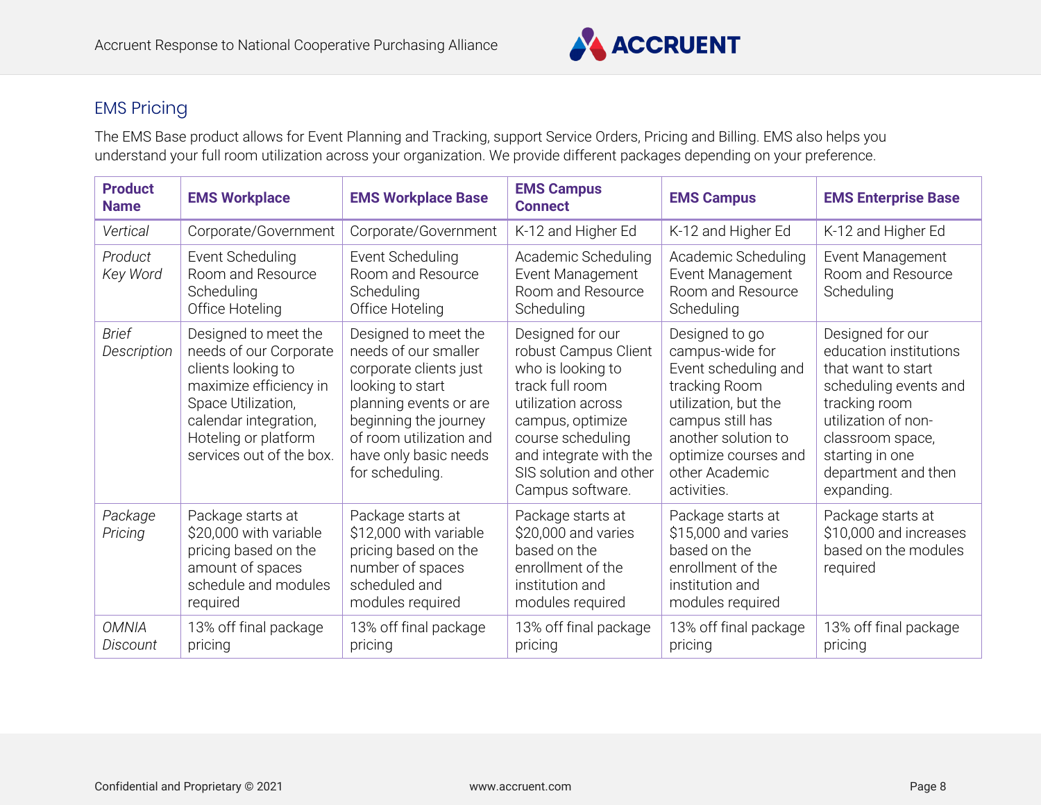## EMS Pricing

The EMS Base product allows for Event Planning and Tracking, support Service Orders, Pricing and Billing. EMS also helps you understand your full room utilization across your organization. We provide different packages depending on your preference.

| Product Name | EMS Workplace | EMS Workplace Base | EMS Campus Connect | EMS Campus | EMS Enterprise Base |
|---|---|---|---|---|---|
| *Vertical* | Corporate/Government | Corporate/Government | K-12 and Higher Ed | K-12 and Higher Ed | K-12 and Higher Ed |
| *Product Key Word* | Event Scheduling<br>Room and Resource Scheduling<br>Office Hoteling | Event Scheduling<br>Room and Resource Scheduling<br>Office Hoteling | Academic Scheduling<br>Event Management<br>Room and Resource Scheduling | Academic Scheduling<br>Event Management<br>Room and Resource Scheduling | Event Management<br>Room and Resource Scheduling |
| *Brief Description* | Designed to meet the needs of our Corporate clients looking to maximize efficiency in Space Utilization, calendar integration, Hoteling or platform services out of the box. | Designed to meet the needs of our smaller corporate clients just looking to start planning events or are beginning the journey of room utilization and have only basic needs for scheduling. | Designed for our robust Campus Client who is looking to track full room utilization across campus, optimize course scheduling and integrate with the SIS solution and other Campus software. | Designed to go campus-wide for Event scheduling and tracking Room utilization, but the campus still has another solution to optimize courses and other Academic activities. | Designed for our education institutions that want to start scheduling events and tracking room utilization of non-classroom space, starting in one department and then expanding. |
| *Package Pricing* | Package starts at $20,000 with variable pricing based on the amount of spaces schedule and modules required | Package starts at $12,000 with variable pricing based on the number of spaces scheduled and modules required | Package starts at $20,000 and varies based on the enrollment of the institution and modules required | Package starts at $15,000 and varies based on the enrollment of the institution and modules required | Package starts at $10,000 and increases based on the modules required |
| *OMNIA Discount* | 13% off final package pricing | 13% off final package pricing | 13% off final package pricing | 13% off final package pricing | 13% off final package pricing |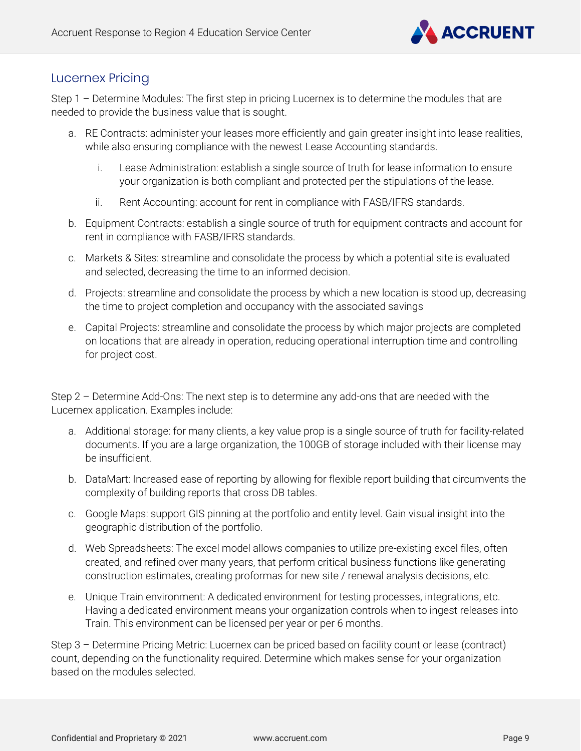## Lucernex Pricing

Step 1 – Determine Modules: The first step in pricing Lucernex is to determine the modules that are needed to provide the business value that is sought.

a. RE Contracts: administer your leases more efficiently and gain greater insight into lease realities, while also ensuring compliance with the newest Lease Accounting standards.

    i. Lease Administration: establish a single source of truth for lease information to ensure your organization is both compliant and protected per the stipulations of the lease.

    ii. Rent Accounting: account for rent in compliance with FASB/IFRS standards.

b. Equipment Contracts: establish a single source of truth for equipment contracts and account for rent in compliance with FASB/IFRS standards.

c. Markets & Sites: streamline and consolidate the process by which a potential site is evaluated and selected, decreasing the time to an informed decision.

d. Projects: streamline and consolidate the process by which a new location is stood up, decreasing the time to project completion and occupancy with the associated savings

e. Capital Projects: streamline and consolidate the process by which major projects are completed on locations that are already in operation, reducing operational interruption time and controlling for project cost.

Step 2 – Determine Add-Ons: The next step is to determine any add-ons that are needed with the Lucernex application. Examples include:

a. Additional storage: for many clients, a key value prop is a single source of truth for facility-related documents. If you are a large organization, the 100GB of storage included with their license may be insufficient.

b. DataMart: Increased ease of reporting by allowing for flexible report building that circumvents the complexity of building reports that cross DB tables.

c. Google Maps: support GIS pinning at the portfolio and entity level. Gain visual insight into the geographic distribution of the portfolio.

d. Web Spreadsheets: The excel model allows companies to utilize pre-existing excel files, often created, and refined over many years, that perform critical business functions like generating construction estimates, creating proformas for new site / renewal analysis decisions, etc.

e. Unique Train environment: A dedicated environment for testing processes, integrations, etc. Having a dedicated environment means your organization controls when to ingest releases into Train. This environment can be licensed per year or per 6 months.

Step 3 – Determine Pricing Metric: Lucernex can be priced based on facility count or lease (contract) count, depending on the functionality required. Determine which makes sense for your organization based on the modules selected.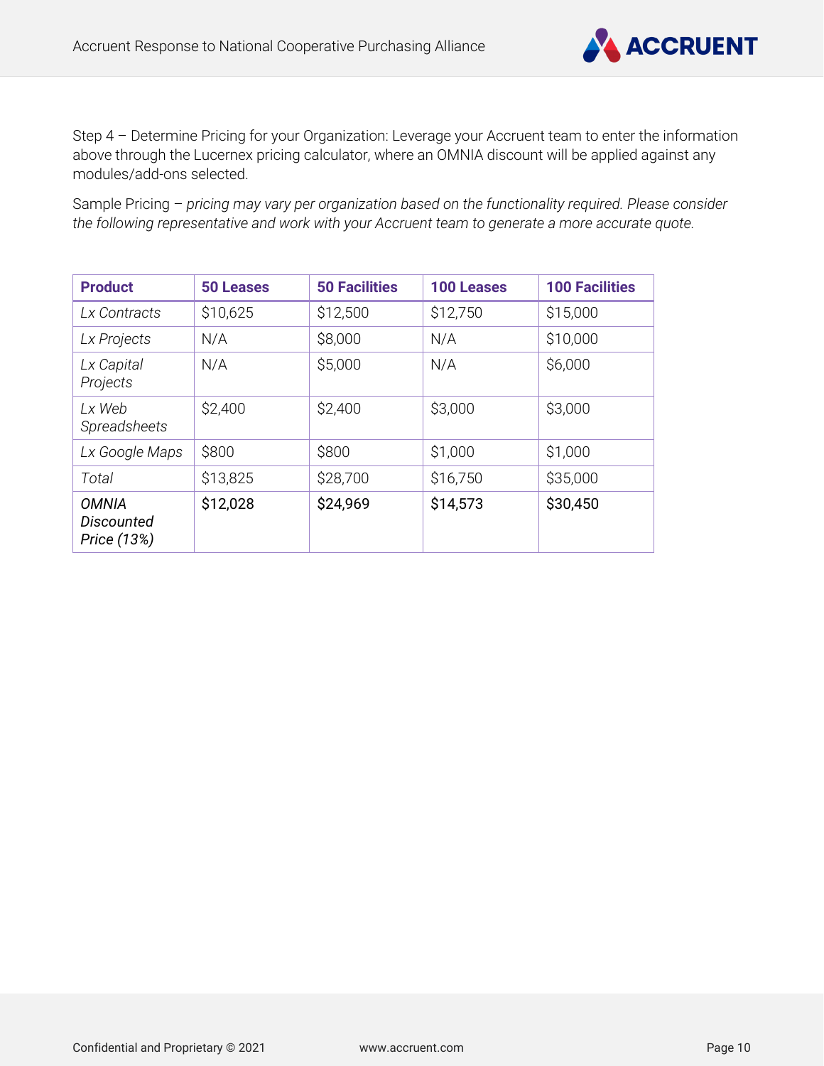Step 4 – Determine Pricing for your Organization: Leverage your Accruent team to enter the information above through the Lucernex pricing calculator, where an OMNIA discount will be applied against any modules/add-ons selected.

Sample Pricing – *pricing may vary per organization based on the functionality required. Please consider the following representative and work with your Accruent team to generate a more accurate quote.*

| **Product** | **50 Leases** | **50 Facilities** | **100 Leases** | **100 Facilities** |
|---|---|---|---|---|
| *Lx Contracts* | $10,625 | $12,500 | $12,750 | $15,000 |
| *Lx Projects* | N/A | $8,000 | N/A | $10,000 |
| *Lx Capital Projects* | N/A | $5,000 | N/A | $6,000 |
| *Lx Web Spreadsheets* | $2,400 | $2,400 | $3,000 | $3,000 |
| *Lx Google Maps* | $800 | $800 | $1,000 | $1,000 |
| *Total* | $13,825 | $28,700 | $16,750 | $35,000 |
| *OMNIA Discounted Price (13%)* | $12,028 | $24,969 | $14,573 | $30,450 |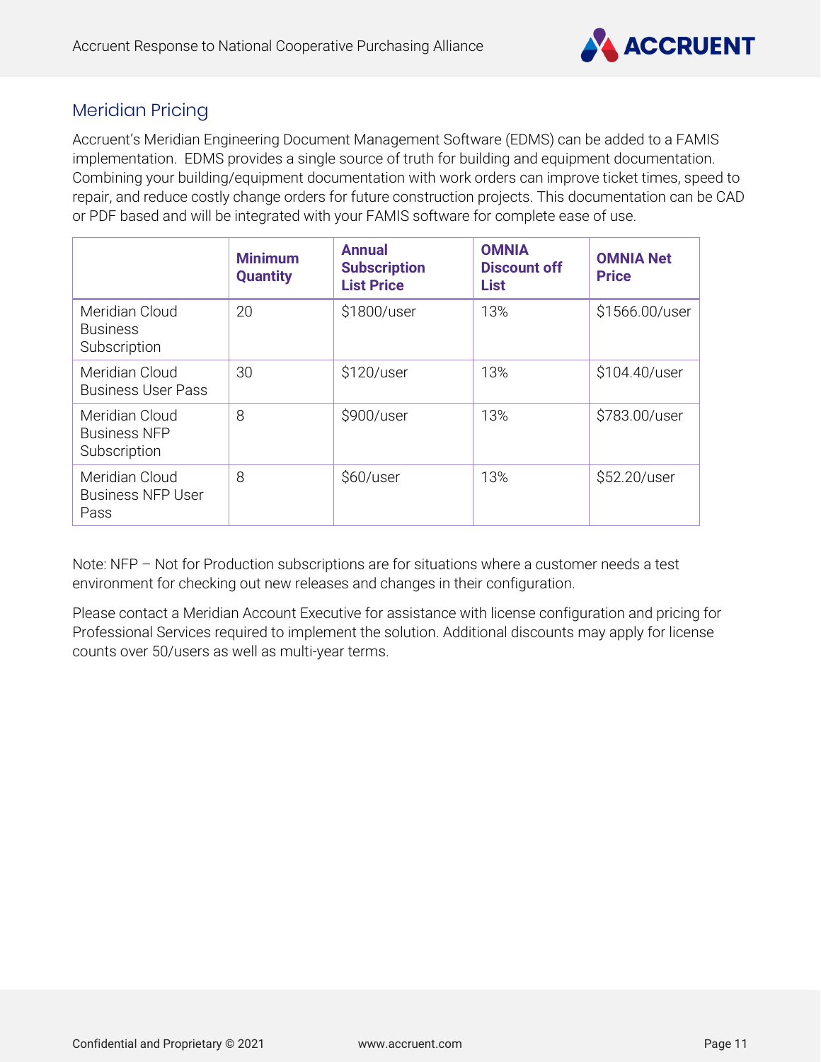## Meridian Pricing

Accruent's Meridian Engineering Document Management Software (EDMS) can be added to a FAMIS implementation. EDMS provides a single source of truth for building and equipment documentation. Combining your building/equipment documentation with work orders can improve ticket times, speed to repair, and reduce costly change orders for future construction projects. This documentation can be CAD or PDF based and will be integrated with your FAMIS software for complete ease of use.

| | **Minimum Quantity** | **Annual Subscription List Price** | **OMNIA Discount off List** | **OMNIA Net Price** |
|---|---|---|---|---|
| Meridian Cloud Business Subscription | 20 | $1800/user | 13% | $1566.00/user |
| Meridian Cloud Business User Pass | 30 | $120/user | 13% | $104.40/user |
| Meridian Cloud Business NFP Subscription | 8 | $900/user | 13% | $783.00/user |
| Meridian Cloud Business NFP User Pass | 8 | $60/user | 13% | $52.20/user |

Note: NFP – Not for Production subscriptions are for situations where a customer needs a test environment for checking out new releases and changes in their configuration.

Please contact a Meridian Account Executive for assistance with license configuration and pricing for Professional Services required to implement the solution. Additional discounts may apply for license counts over 50/users as well as multi-year terms.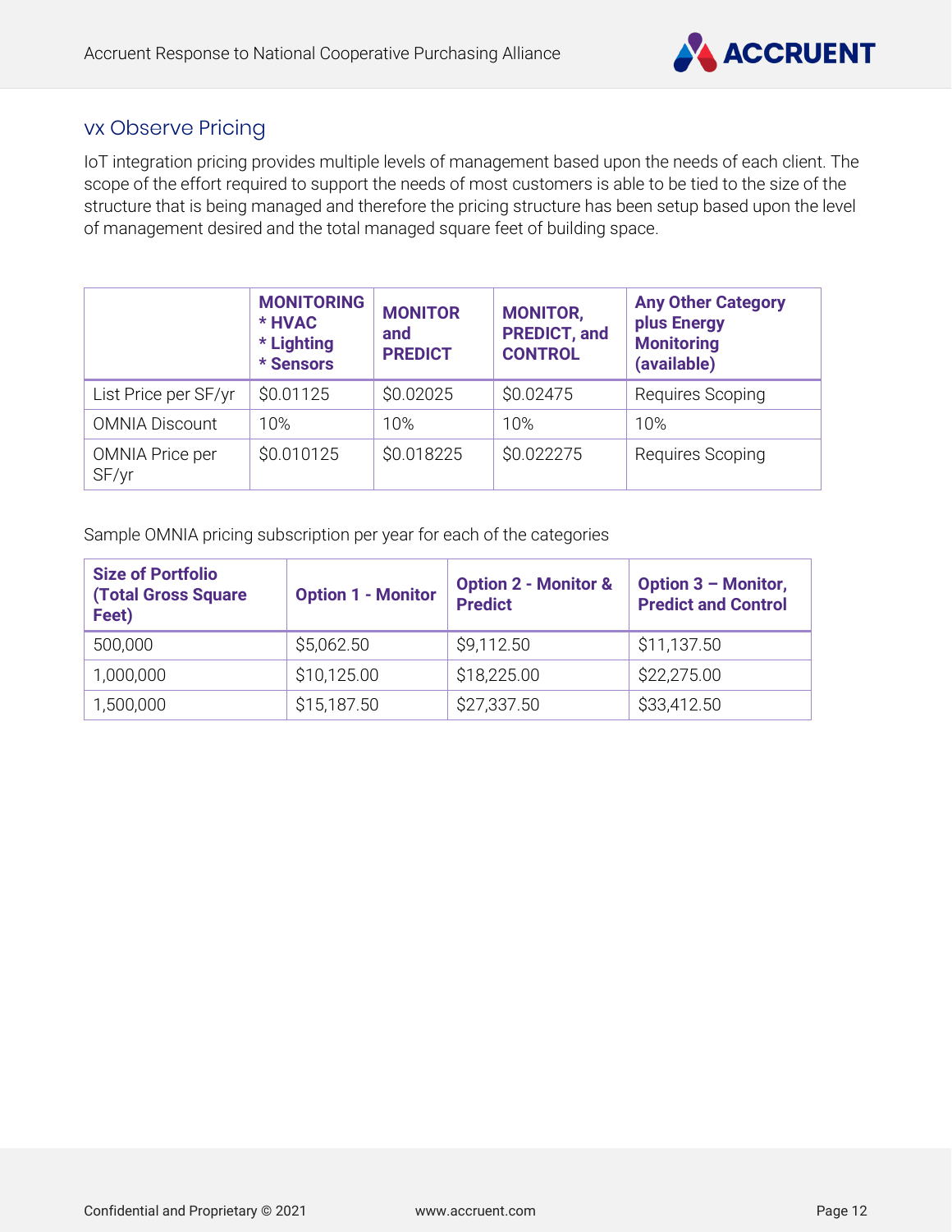## vx Observe Pricing

IoT integration pricing provides multiple levels of management based upon the needs of each client. The scope of the effort required to support the needs of most customers is able to be tied to the size of the structure that is being managed and therefore the pricing structure has been setup based upon the level of management desired and the total managed square feet of building space.

| | **MONITORING** **\* HVAC** **\* Lighting** **\* Sensors** | **MONITOR and PREDICT** | **MONITOR, PREDICT, and CONTROL** | **Any Other Category plus Energy Monitoring (available)** |
|---|---|---|---|---|
| List Price per SF/yr | $0.01125 | $0.02025 | $0.02475 | Requires Scoping |
| OMNIA Discount | 10% | 10% | 10% | 10% |
| OMNIA Price per SF/yr | $0.010125 | $0.018225 | $0.022275 | Requires Scoping |

Sample OMNIA pricing subscription per year for each of the categories

| **Size of Portfolio (Total Gross Square Feet)** | **Option 1 - Monitor** | **Option 2 - Monitor & Predict** | **Option 3 – Monitor, Predict and Control** |
|---|---|---|---|
| 500,000 | $5,062.50 | $9,112.50 | $11,137.50 |
| 1,000,000 | $10,125.00 | $18,225.00 | $22,275.00 |
| 1,500,000 | $15,187.50 | $27,337.50 | $33,412.50 |